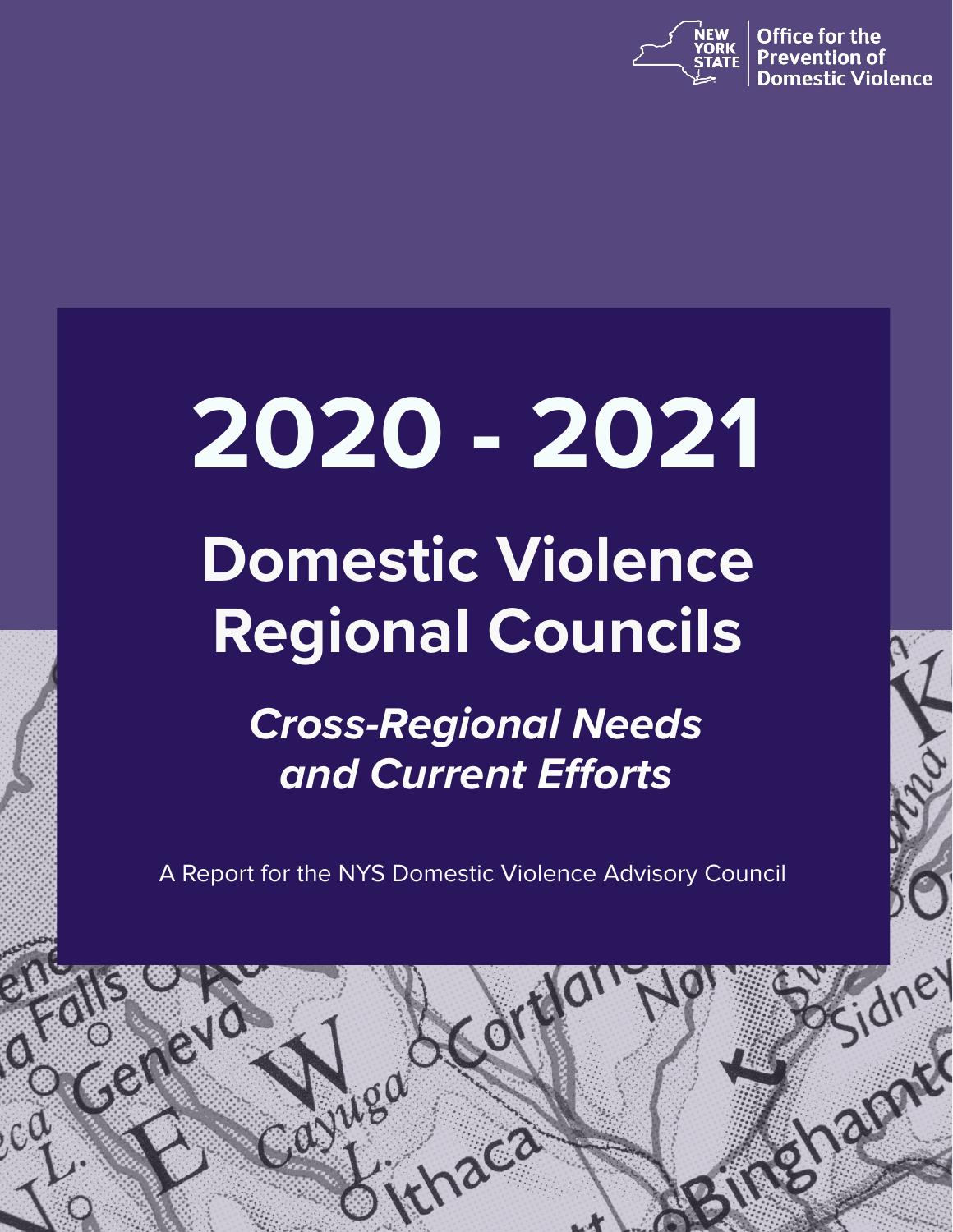New York State | Office for the Prevention of Domestic Violence

# 2020 - 2021

# Domestic Violence Regional Councils

## *Cross-Regional Needs and Current Efforts*

A Report for the NYS Domestic Violence Advisory Council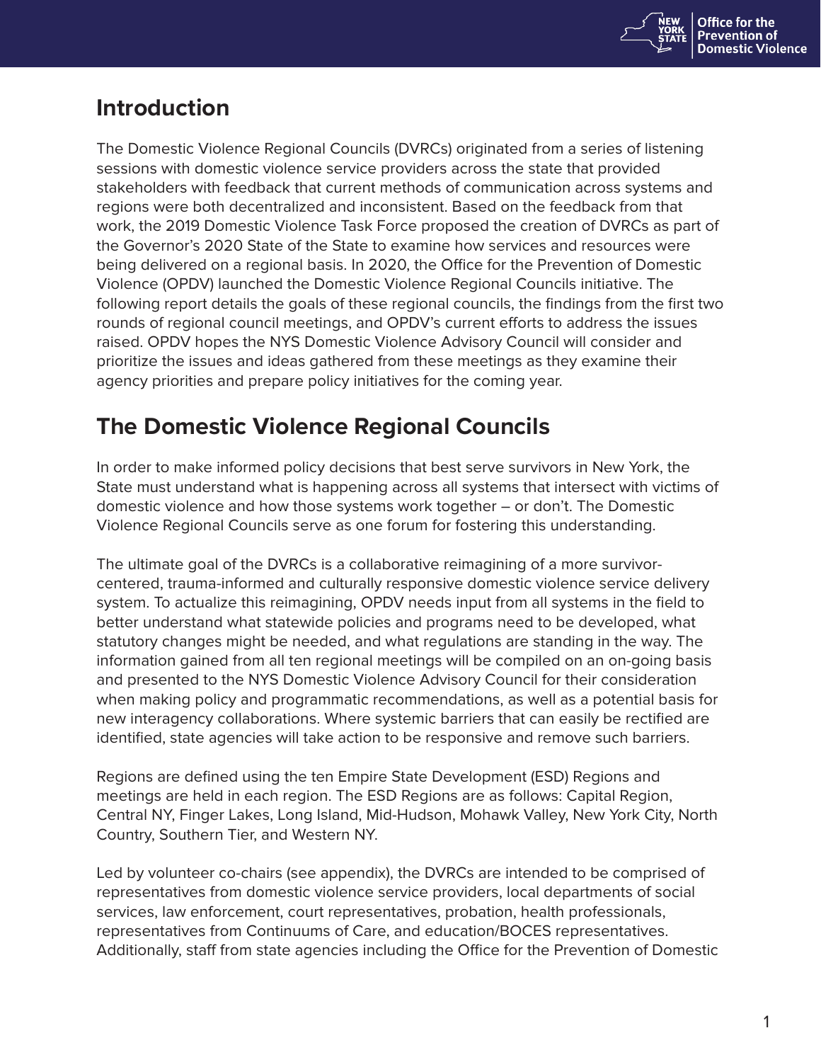## Introduction

The Domestic Violence Regional Councils (DVRCs) originated from a series of listening sessions with domestic violence service providers across the state that provided stakeholders with feedback that current methods of communication across systems and regions were both decentralized and inconsistent. Based on the feedback from that work, the 2019 Domestic Violence Task Force proposed the creation of DVRCs as part of the Governor's 2020 State of the State to examine how services and resources were being delivered on a regional basis. In 2020, the Office for the Prevention of Domestic Violence (OPDV) launched the Domestic Violence Regional Councils initiative. The following report details the goals of these regional councils, the findings from the first two rounds of regional council meetings, and OPDV's current efforts to address the issues raised. OPDV hopes the NYS Domestic Violence Advisory Council will consider and prioritize the issues and ideas gathered from these meetings as they examine their agency priorities and prepare policy initiatives for the coming year.

## The Domestic Violence Regional Councils

In order to make informed policy decisions that best serve survivors in New York, the State must understand what is happening across all systems that intersect with victims of domestic violence and how those systems work together – or don't. The Domestic Violence Regional Councils serve as one forum for fostering this understanding.

The ultimate goal of the DVRCs is a collaborative reimagining of a more survivor-centered, trauma-informed and culturally responsive domestic violence service delivery system. To actualize this reimagining, OPDV needs input from all systems in the field to better understand what statewide policies and programs need to be developed, what statutory changes might be needed, and what regulations are standing in the way. The information gained from all ten regional meetings will be compiled on an on-going basis and presented to the NYS Domestic Violence Advisory Council for their consideration when making policy and programmatic recommendations, as well as a potential basis for new interagency collaborations. Where systemic barriers that can easily be rectified are identified, state agencies will take action to be responsive and remove such barriers.

Regions are defined using the ten Empire State Development (ESD) Regions and meetings are held in each region. The ESD Regions are as follows: Capital Region, Central NY, Finger Lakes, Long Island, Mid-Hudson, Mohawk Valley, New York City, North Country, Southern Tier, and Western NY.

Led by volunteer co-chairs (see appendix), the DVRCs are intended to be comprised of representatives from domestic violence service providers, local departments of social services, law enforcement, court representatives, probation, health professionals, representatives from Continuums of Care, and education/BOCES representatives. Additionally, staff from state agencies including the Office for the Prevention of Domestic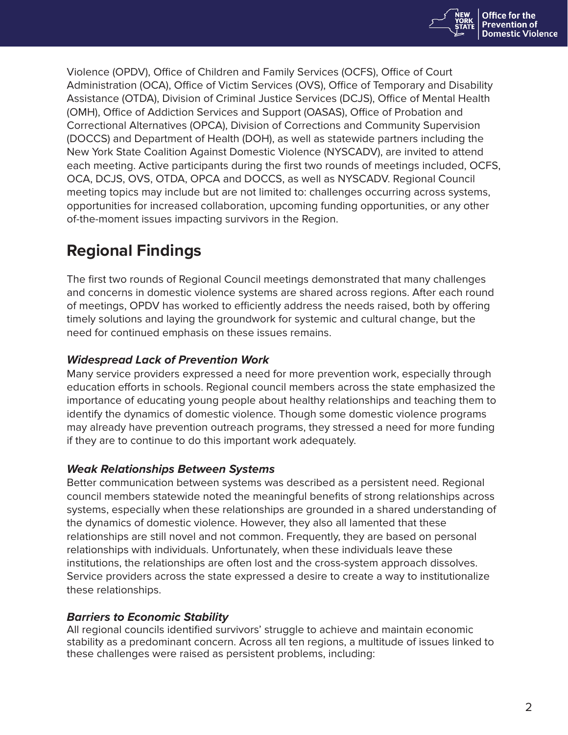Violence (OPDV), Office of Children and Family Services (OCFS), Office of Court Administration (OCA), Office of Victim Services (OVS), Office of Temporary and Disability Assistance (OTDA), Division of Criminal Justice Services (DCJS), Office of Mental Health (OMH), Office of Addiction Services and Support (OASAS), Office of Probation and Correctional Alternatives (OPCA), Division of Corrections and Community Supervision (DOCCS) and Department of Health (DOH), as well as statewide partners including the New York State Coalition Against Domestic Violence (NYSCADV), are invited to attend each meeting. Active participants during the first two rounds of meetings included, OCFS, OCA, DCJS, OVS, OTDA, OPCA and DOCCS, as well as NYSCADV. Regional Council meeting topics may include but are not limited to: challenges occurring across systems, opportunities for increased collaboration, upcoming funding opportunities, or any other of-the-moment issues impacting survivors in the Region.

## Regional Findings

The first two rounds of Regional Council meetings demonstrated that many challenges and concerns in domestic violence systems are shared across regions. After each round of meetings, OPDV has worked to efficiently address the needs raised, both by offering timely solutions and laying the groundwork for systemic and cultural change, but the need for continued emphasis on these issues remains.

### *Widespread Lack of Prevention Work*

Many service providers expressed a need for more prevention work, especially through education efforts in schools. Regional council members across the state emphasized the importance of educating young people about healthy relationships and teaching them to identify the dynamics of domestic violence. Though some domestic violence programs may already have prevention outreach programs, they stressed a need for more funding if they are to continue to do this important work adequately.

### *Weak Relationships Between Systems*

Better communication between systems was described as a persistent need. Regional council members statewide noted the meaningful benefits of strong relationships across systems, especially when these relationships are grounded in a shared understanding of the dynamics of domestic violence. However, they also all lamented that these relationships are still novel and not common. Frequently, they are based on personal relationships with individuals. Unfortunately, when these individuals leave these institutions, the relationships are often lost and the cross-system approach dissolves. Service providers across the state expressed a desire to create a way to institutionalize these relationships.

### *Barriers to Economic Stability*

All regional councils identified survivors' struggle to achieve and maintain economic stability as a predominant concern. Across all ten regions, a multitude of issues linked to these challenges were raised as persistent problems, including: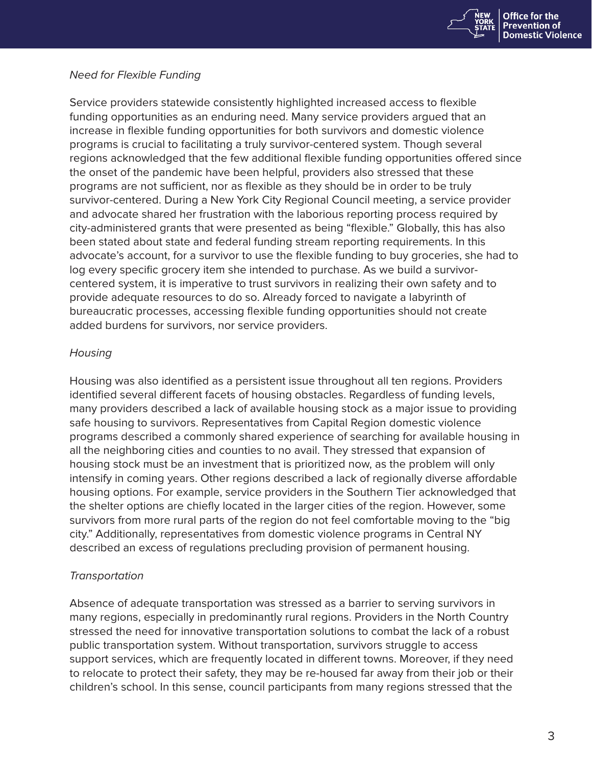*Need for Flexible Funding*

Service providers statewide consistently highlighted increased access to flexible funding opportunities as an enduring need. Many service providers argued that an increase in flexible funding opportunities for both survivors and domestic violence programs is crucial to facilitating a truly survivor-centered system. Though several regions acknowledged that the few additional flexible funding opportunities offered since the onset of the pandemic have been helpful, providers also stressed that these programs are not sufficient, nor as flexible as they should be in order to be truly survivor-centered. During a New York City Regional Council meeting, a service provider and advocate shared her frustration with the laborious reporting process required by city-administered grants that were presented as being "flexible." Globally, this has also been stated about state and federal funding stream reporting requirements. In this advocate's account, for a survivor to use the flexible funding to buy groceries, she had to log every specific grocery item she intended to purchase. As we build a survivor-centered system, it is imperative to trust survivors in realizing their own safety and to provide adequate resources to do so. Already forced to navigate a labyrinth of bureaucratic processes, accessing flexible funding opportunities should not create added burdens for survivors, nor service providers.

*Housing*

Housing was also identified as a persistent issue throughout all ten regions. Providers identified several different facets of housing obstacles. Regardless of funding levels, many providers described a lack of available housing stock as a major issue to providing safe housing to survivors. Representatives from Capital Region domestic violence programs described a commonly shared experience of searching for available housing in all the neighboring cities and counties to no avail. They stressed that expansion of housing stock must be an investment that is prioritized now, as the problem will only intensify in coming years. Other regions described a lack of regionally diverse affordable housing options. For example, service providers in the Southern Tier acknowledged that the shelter options are chiefly located in the larger cities of the region. However, some survivors from more rural parts of the region do not feel comfortable moving to the "big city." Additionally, representatives from domestic violence programs in Central NY described an excess of regulations precluding provision of permanent housing.

*Transportation*

Absence of adequate transportation was stressed as a barrier to serving survivors in many regions, especially in predominantly rural regions. Providers in the North Country stressed the need for innovative transportation solutions to combat the lack of a robust public transportation system. Without transportation, survivors struggle to access support services, which are frequently located in different towns. Moreover, if they need to relocate to protect their safety, they may be re-housed far away from their job or their children's school. In this sense, council participants from many regions stressed that the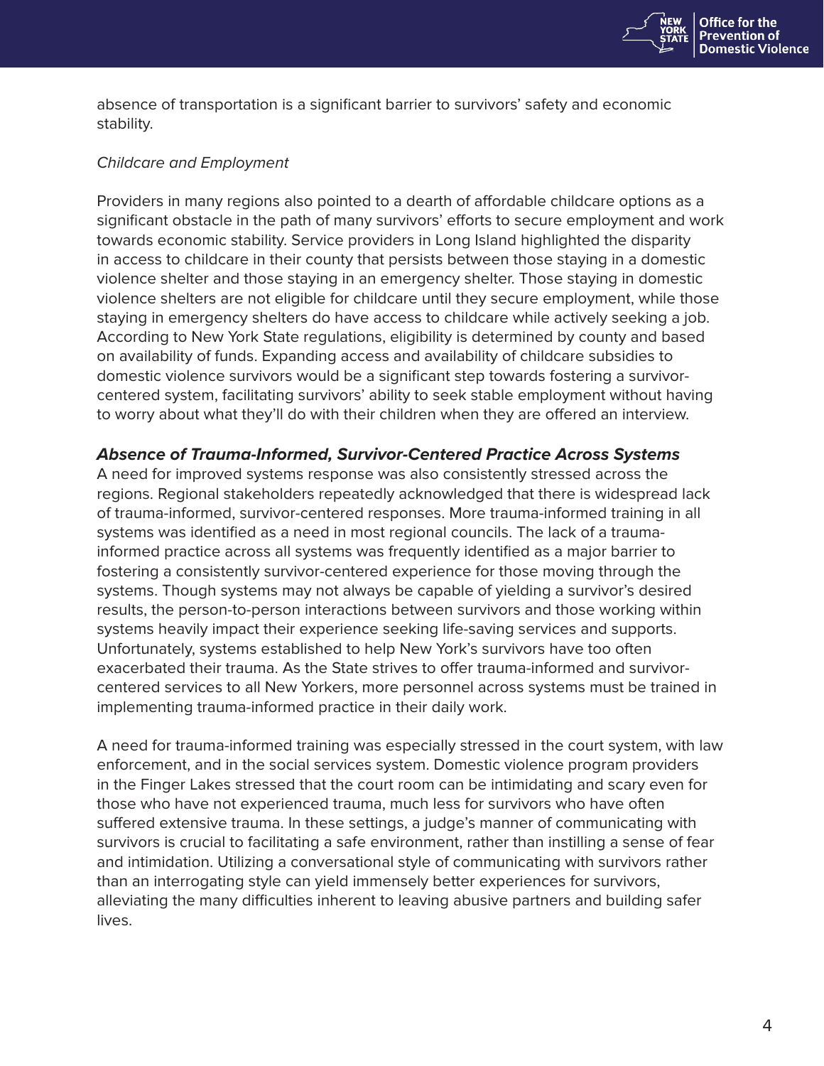absence of transportation is a significant barrier to survivors' safety and economic stability.

*Childcare and Employment*

Providers in many regions also pointed to a dearth of affordable childcare options as a significant obstacle in the path of many survivors' efforts to secure employment and work towards economic stability. Service providers in Long Island highlighted the disparity in access to childcare in their county that persists between those staying in a domestic violence shelter and those staying in an emergency shelter. Those staying in domestic violence shelters are not eligible for childcare until they secure employment, while those staying in emergency shelters do have access to childcare while actively seeking a job. According to New York State regulations, eligibility is determined by county and based on availability of funds. Expanding access and availability of childcare subsidies to domestic violence survivors would be a significant step towards fostering a survivor-centered system, facilitating survivors' ability to seek stable employment without having to worry about what they'll do with their children when they are offered an interview.

### ***Absence of Trauma-Informed, Survivor-Centered Practice Across Systems***

A need for improved systems response was also consistently stressed across the regions. Regional stakeholders repeatedly acknowledged that there is widespread lack of trauma-informed, survivor-centered responses. More trauma-informed training in all systems was identified as a need in most regional councils. The lack of a trauma-informed practice across all systems was frequently identified as a major barrier to fostering a consistently survivor-centered experience for those moving through the systems. Though systems may not always be capable of yielding a survivor's desired results, the person-to-person interactions between survivors and those working within systems heavily impact their experience seeking life-saving services and supports. Unfortunately, systems established to help New York's survivors have too often exacerbated their trauma. As the State strives to offer trauma-informed and survivor-centered services to all New Yorkers, more personnel across systems must be trained in implementing trauma-informed practice in their daily work.

A need for trauma-informed training was especially stressed in the court system, with law enforcement, and in the social services system. Domestic violence program providers in the Finger Lakes stressed that the court room can be intimidating and scary even for those who have not experienced trauma, much less for survivors who have often suffered extensive trauma. In these settings, a judge's manner of communicating with survivors is crucial to facilitating a safe environment, rather than instilling a sense of fear and intimidation. Utilizing a conversational style of communicating with survivors rather than an interrogating style can yield immensely better experiences for survivors, alleviating the many difficulties inherent to leaving abusive partners and building safer lives.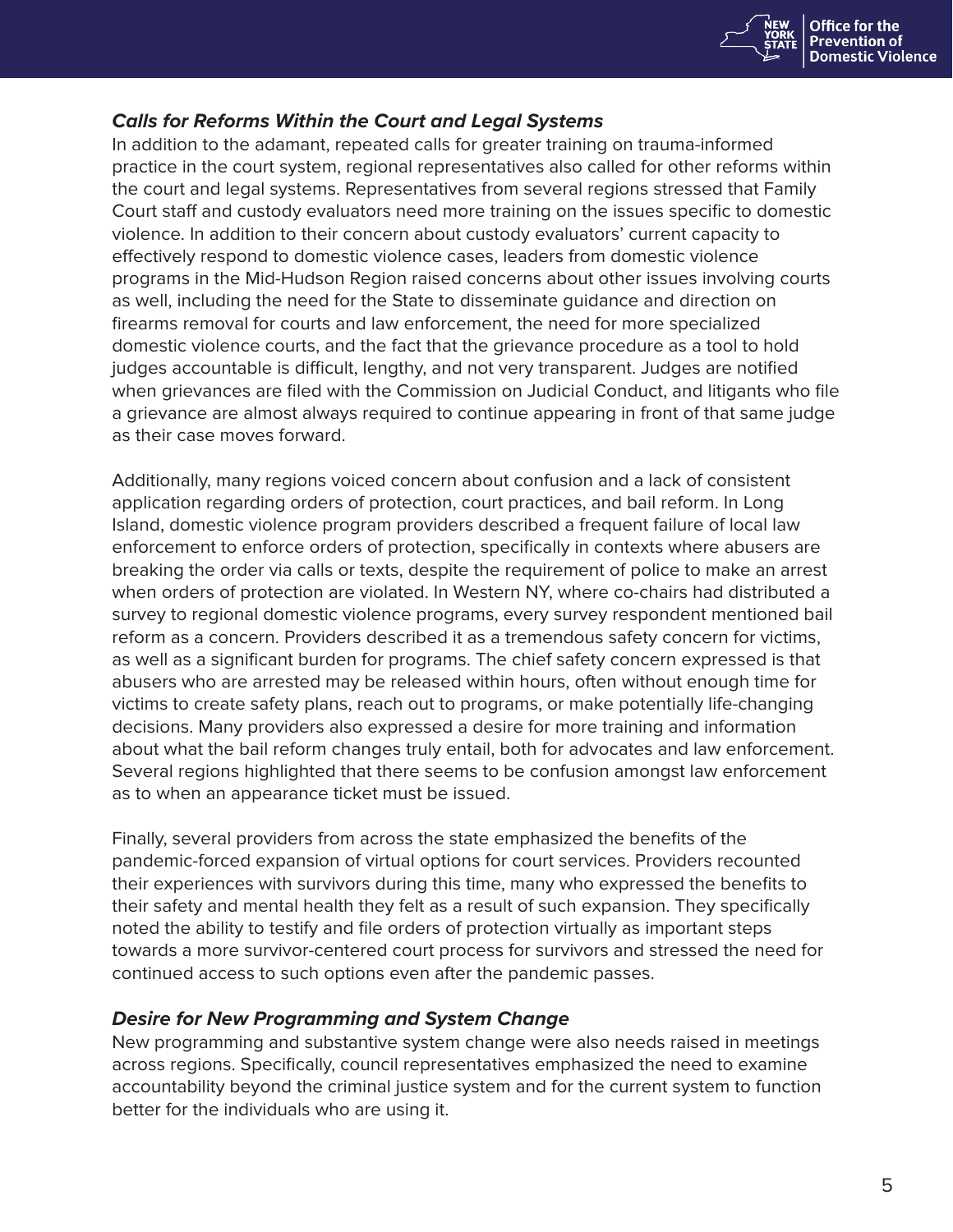### ***Calls for Reforms Within the Court and Legal Systems***

In addition to the adamant, repeated calls for greater training on trauma-informed practice in the court system, regional representatives also called for other reforms within the court and legal systems. Representatives from several regions stressed that Family Court staff and custody evaluators need more training on the issues specific to domestic violence. In addition to their concern about custody evaluators' current capacity to effectively respond to domestic violence cases, leaders from domestic violence programs in the Mid-Hudson Region raised concerns about other issues involving courts as well, including the need for the State to disseminate guidance and direction on firearms removal for courts and law enforcement, the need for more specialized domestic violence courts, and the fact that the grievance procedure as a tool to hold judges accountable is difficult, lengthy, and not very transparent. Judges are notified when grievances are filed with the Commission on Judicial Conduct, and litigants who file a grievance are almost always required to continue appearing in front of that same judge as their case moves forward.

Additionally, many regions voiced concern about confusion and a lack of consistent application regarding orders of protection, court practices, and bail reform. In Long Island, domestic violence program providers described a frequent failure of local law enforcement to enforce orders of protection, specifically in contexts where abusers are breaking the order via calls or texts, despite the requirement of police to make an arrest when orders of protection are violated. In Western NY, where co-chairs had distributed a survey to regional domestic violence programs, every survey respondent mentioned bail reform as a concern. Providers described it as a tremendous safety concern for victims, as well as a significant burden for programs. The chief safety concern expressed is that abusers who are arrested may be released within hours, often without enough time for victims to create safety plans, reach out to programs, or make potentially life-changing decisions. Many providers also expressed a desire for more training and information about what the bail reform changes truly entail, both for advocates and law enforcement. Several regions highlighted that there seems to be confusion amongst law enforcement as to when an appearance ticket must be issued.

Finally, several providers from across the state emphasized the benefits of the pandemic-forced expansion of virtual options for court services. Providers recounted their experiences with survivors during this time, many who expressed the benefits to their safety and mental health they felt as a result of such expansion. They specifically noted the ability to testify and file orders of protection virtually as important steps towards a more survivor-centered court process for survivors and stressed the need for continued access to such options even after the pandemic passes.

### ***Desire for New Programming and System Change***

New programming and substantive system change were also needs raised in meetings across regions. Specifically, council representatives emphasized the need to examine accountability beyond the criminal justice system and for the current system to function better for the individuals who are using it.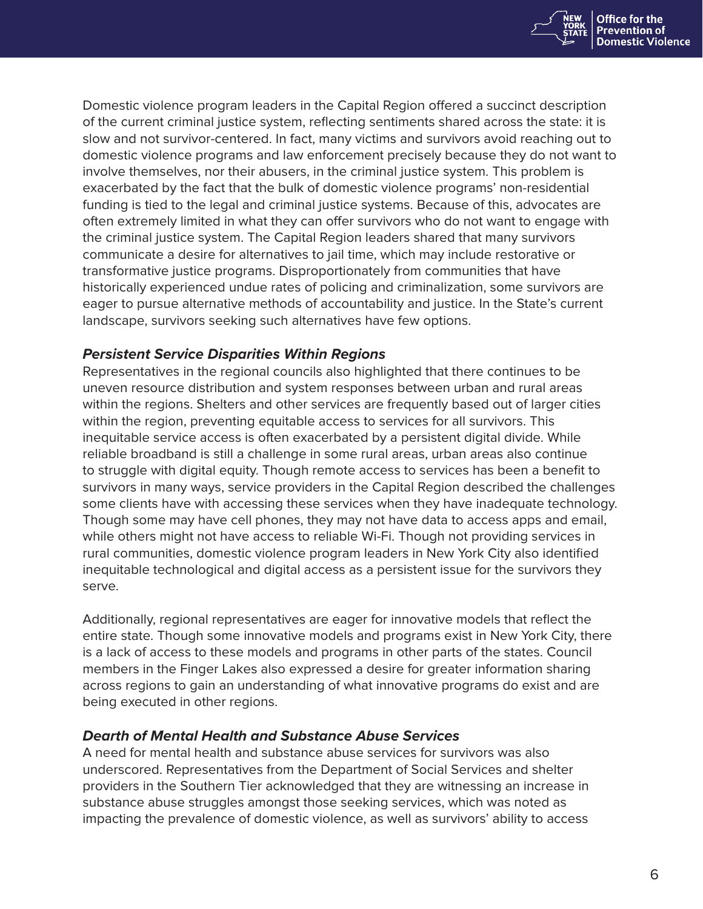Domestic violence program leaders in the Capital Region offered a succinct description of the current criminal justice system, reflecting sentiments shared across the state: it is slow and not survivor-centered. In fact, many victims and survivors avoid reaching out to domestic violence programs and law enforcement precisely because they do not want to involve themselves, nor their abusers, in the criminal justice system. This problem is exacerbated by the fact that the bulk of domestic violence programs' non-residential funding is tied to the legal and criminal justice systems. Because of this, advocates are often extremely limited in what they can offer survivors who do not want to engage with the criminal justice system. The Capital Region leaders shared that many survivors communicate a desire for alternatives to jail time, which may include restorative or transformative justice programs. Disproportionately from communities that have historically experienced undue rates of policing and criminalization, some survivors are eager to pursue alternative methods of accountability and justice. In the State's current landscape, survivors seeking such alternatives have few options.

***Persistent Service Disparities Within Regions***

Representatives in the regional councils also highlighted that there continues to be uneven resource distribution and system responses between urban and rural areas within the regions. Shelters and other services are frequently based out of larger cities within the region, preventing equitable access to services for all survivors. This inequitable service access is often exacerbated by a persistent digital divide. While reliable broadband is still a challenge in some rural areas, urban areas also continue to struggle with digital equity. Though remote access to services has been a benefit to survivors in many ways, service providers in the Capital Region described the challenges some clients have with accessing these services when they have inadequate technology. Though some may have cell phones, they may not have data to access apps and email, while others might not have access to reliable Wi-Fi. Though not providing services in rural communities, domestic violence program leaders in New York City also identified inequitable technological and digital access as a persistent issue for the survivors they serve.

Additionally, regional representatives are eager for innovative models that reflect the entire state. Though some innovative models and programs exist in New York City, there is a lack of access to these models and programs in other parts of the states. Council members in the Finger Lakes also expressed a desire for greater information sharing across regions to gain an understanding of what innovative programs do exist and are being executed in other regions.

***Dearth of Mental Health and Substance Abuse Services***

A need for mental health and substance abuse services for survivors was also underscored. Representatives from the Department of Social Services and shelter providers in the Southern Tier acknowledged that they are witnessing an increase in substance abuse struggles amongst those seeking services, which was noted as impacting the prevalence of domestic violence, as well as survivors' ability to access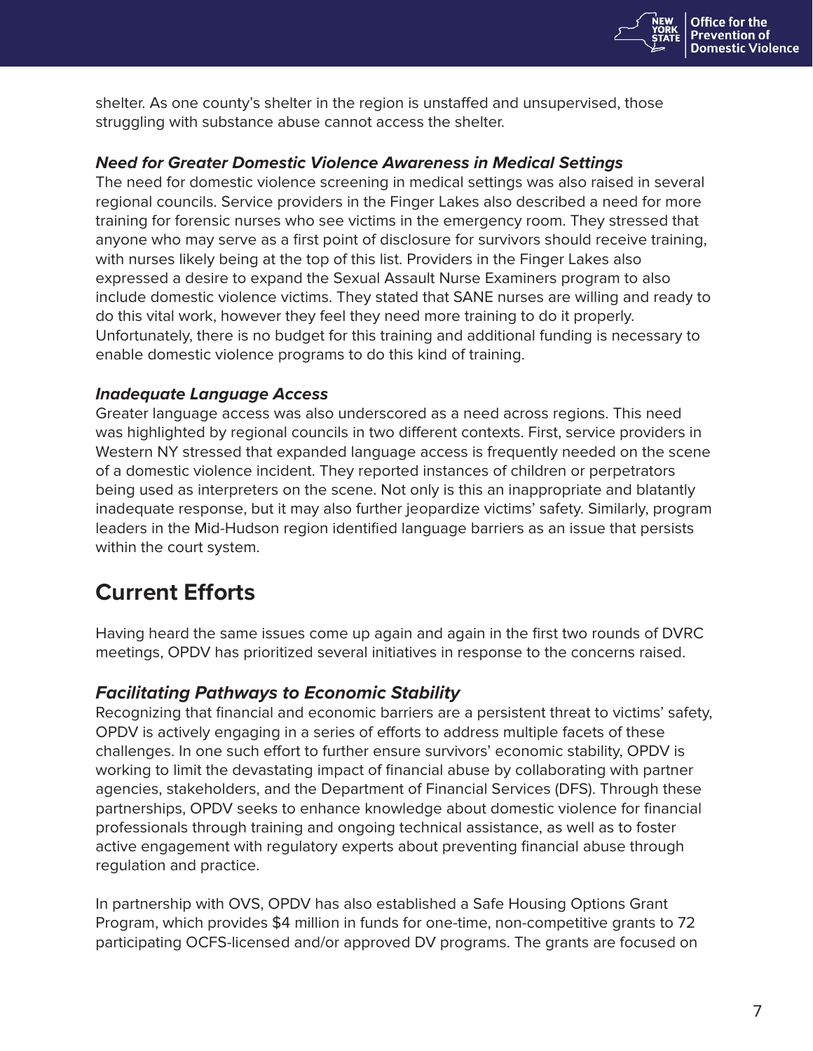shelter. As one county's shelter in the region is unstaffed and unsupervised, those struggling with substance abuse cannot access the shelter.

### *Need for Greater Domestic Violence Awareness in Medical Settings*

The need for domestic violence screening in medical settings was also raised in several regional councils. Service providers in the Finger Lakes also described a need for more training for forensic nurses who see victims in the emergency room. They stressed that anyone who may serve as a first point of disclosure for survivors should receive training, with nurses likely being at the top of this list. Providers in the Finger Lakes also expressed a desire to expand the Sexual Assault Nurse Examiners program to also include domestic violence victims. They stated that SANE nurses are willing and ready to do this vital work, however they feel they need more training to do it properly. Unfortunately, there is no budget for this training and additional funding is necessary to enable domestic violence programs to do this kind of training.

### *Inadequate Language Access*

Greater language access was also underscored as a need across regions. This need was highlighted by regional councils in two different contexts. First, service providers in Western NY stressed that expanded language access is frequently needed on the scene of a domestic violence incident. They reported instances of children or perpetrators being used as interpreters on the scene. Not only is this an inappropriate and blatantly inadequate response, but it may also further jeopardize victims' safety. Similarly, program leaders in the Mid-Hudson region identified language barriers as an issue that persists within the court system.

## Current Efforts

Having heard the same issues come up again and again in the first two rounds of DVRC meetings, OPDV has prioritized several initiatives in response to the concerns raised.

### *Facilitating Pathways to Economic Stability*

Recognizing that financial and economic barriers are a persistent threat to victims' safety, OPDV is actively engaging in a series of efforts to address multiple facets of these challenges. In one such effort to further ensure survivors' economic stability, OPDV is working to limit the devastating impact of financial abuse by collaborating with partner agencies, stakeholders, and the Department of Financial Services (DFS). Through these partnerships, OPDV seeks to enhance knowledge about domestic violence for financial professionals through training and ongoing technical assistance, as well as to foster active engagement with regulatory experts about preventing financial abuse through regulation and practice.

In partnership with OVS, OPDV has also established a Safe Housing Options Grant Program, which provides $4 million in funds for one-time, non-competitive grants to 72 participating OCFS-licensed and/or approved DV programs. The grants are focused on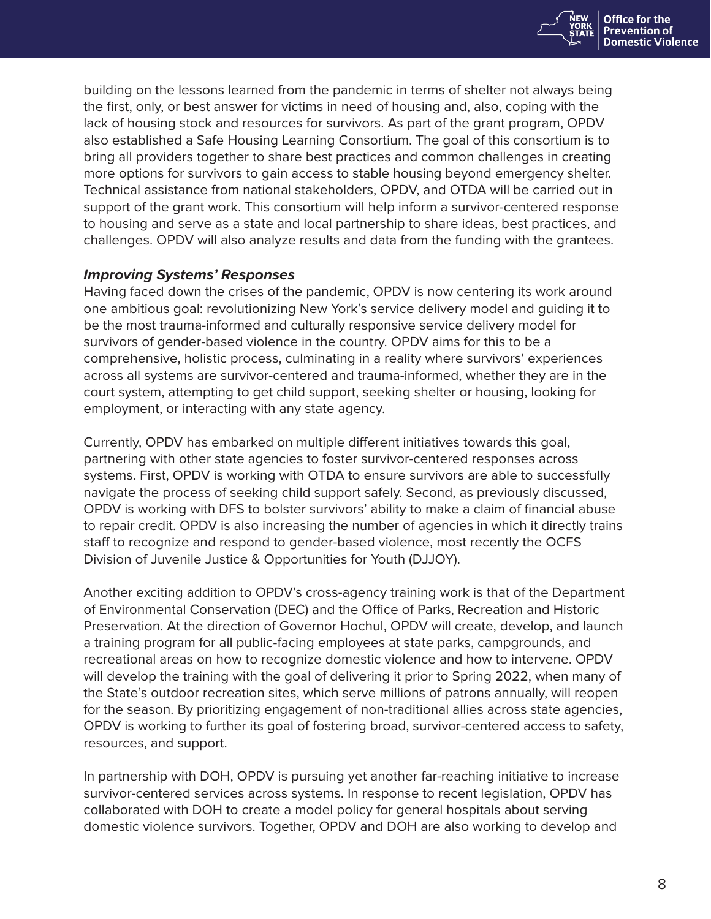building on the lessons learned from the pandemic in terms of shelter not always being the first, only, or best answer for victims in need of housing and, also, coping with the lack of housing stock and resources for survivors. As part of the grant program, OPDV also established a Safe Housing Learning Consortium. The goal of this consortium is to bring all providers together to share best practices and common challenges in creating more options for survivors to gain access to stable housing beyond emergency shelter. Technical assistance from national stakeholders, OPDV, and OTDA will be carried out in support of the grant work. This consortium will help inform a survivor-centered response to housing and serve as a state and local partnership to share ideas, best practices, and challenges. OPDV will also analyze results and data from the funding with the grantees.

***Improving Systems' Responses***

Having faced down the crises of the pandemic, OPDV is now centering its work around one ambitious goal: revolutionizing New York's service delivery model and guiding it to be the most trauma-informed and culturally responsive service delivery model for survivors of gender-based violence in the country. OPDV aims for this to be a comprehensive, holistic process, culminating in a reality where survivors' experiences across all systems are survivor-centered and trauma-informed, whether they are in the court system, attempting to get child support, seeking shelter or housing, looking for employment, or interacting with any state agency.

Currently, OPDV has embarked on multiple different initiatives towards this goal, partnering with other state agencies to foster survivor-centered responses across systems. First, OPDV is working with OTDA to ensure survivors are able to successfully navigate the process of seeking child support safely. Second, as previously discussed, OPDV is working with DFS to bolster survivors' ability to make a claim of financial abuse to repair credit. OPDV is also increasing the number of agencies in which it directly trains staff to recognize and respond to gender-based violence, most recently the OCFS Division of Juvenile Justice & Opportunities for Youth (DJJOY).

Another exciting addition to OPDV's cross-agency training work is that of the Department of Environmental Conservation (DEC) and the Office of Parks, Recreation and Historic Preservation. At the direction of Governor Hochul, OPDV will create, develop, and launch a training program for all public-facing employees at state parks, campgrounds, and recreational areas on how to recognize domestic violence and how to intervene. OPDV will develop the training with the goal of delivering it prior to Spring 2022, when many of the State's outdoor recreation sites, which serve millions of patrons annually, will reopen for the season. By prioritizing engagement of non-traditional allies across state agencies, OPDV is working to further its goal of fostering broad, survivor-centered access to safety, resources, and support.

In partnership with DOH, OPDV is pursuing yet another far-reaching initiative to increase survivor-centered services across systems. In response to recent legislation, OPDV has collaborated with DOH to create a model policy for general hospitals about serving domestic violence survivors. Together, OPDV and DOH are also working to develop and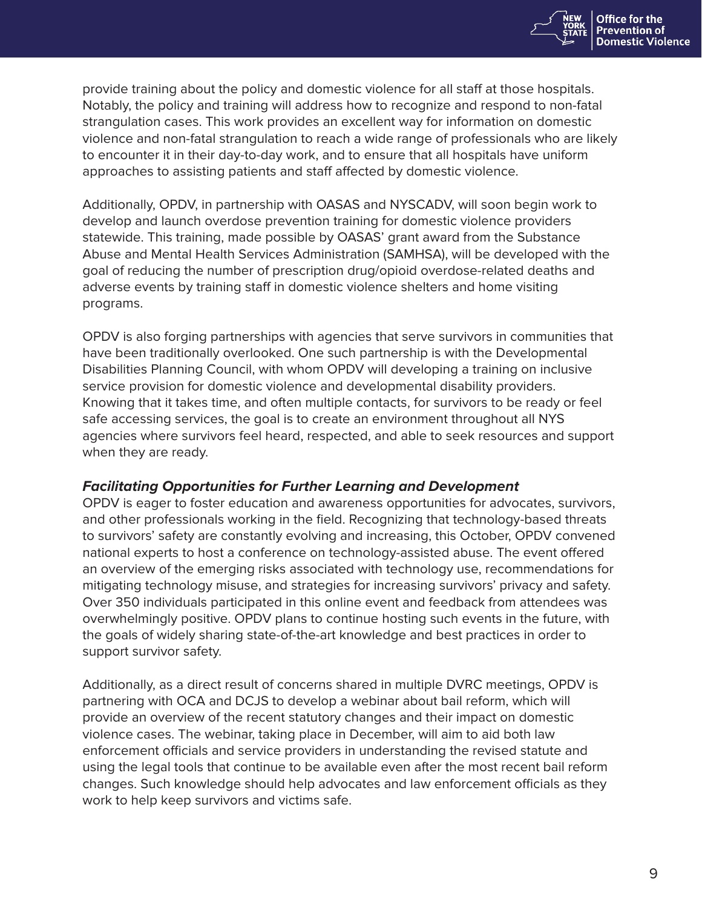provide training about the policy and domestic violence for all staff at those hospitals. Notably, the policy and training will address how to recognize and respond to non-fatal strangulation cases. This work provides an excellent way for information on domestic violence and non-fatal strangulation to reach a wide range of professionals who are likely to encounter it in their day-to-day work, and to ensure that all hospitals have uniform approaches to assisting patients and staff affected by domestic violence.

Additionally, OPDV, in partnership with OASAS and NYSCADV, will soon begin work to develop and launch overdose prevention training for domestic violence providers statewide. This training, made possible by OASAS' grant award from the Substance Abuse and Mental Health Services Administration (SAMHSA), will be developed with the goal of reducing the number of prescription drug/opioid overdose-related deaths and adverse events by training staff in domestic violence shelters and home visiting programs.

OPDV is also forging partnerships with agencies that serve survivors in communities that have been traditionally overlooked. One such partnership is with the Developmental Disabilities Planning Council, with whom OPDV will developing a training on inclusive service provision for domestic violence and developmental disability providers. Knowing that it takes time, and often multiple contacts, for survivors to be ready or feel safe accessing services, the goal is to create an environment throughout all NYS agencies where survivors feel heard, respected, and able to seek resources and support when they are ready.

***Facilitating Opportunities for Further Learning and Development***

OPDV is eager to foster education and awareness opportunities for advocates, survivors, and other professionals working in the field. Recognizing that technology-based threats to survivors' safety are constantly evolving and increasing, this October, OPDV convened national experts to host a conference on technology-assisted abuse. The event offered an overview of the emerging risks associated with technology use, recommendations for mitigating technology misuse, and strategies for increasing survivors' privacy and safety. Over 350 individuals participated in this online event and feedback from attendees was overwhelmingly positive. OPDV plans to continue hosting such events in the future, with the goals of widely sharing state-of-the-art knowledge and best practices in order to support survivor safety.

Additionally, as a direct result of concerns shared in multiple DVRC meetings, OPDV is partnering with OCA and DCJS to develop a webinar about bail reform, which will provide an overview of the recent statutory changes and their impact on domestic violence cases. The webinar, taking place in December, will aim to aid both law enforcement officials and service providers in understanding the revised statute and using the legal tools that continue to be available even after the most recent bail reform changes. Such knowledge should help advocates and law enforcement officials as they work to help keep survivors and victims safe.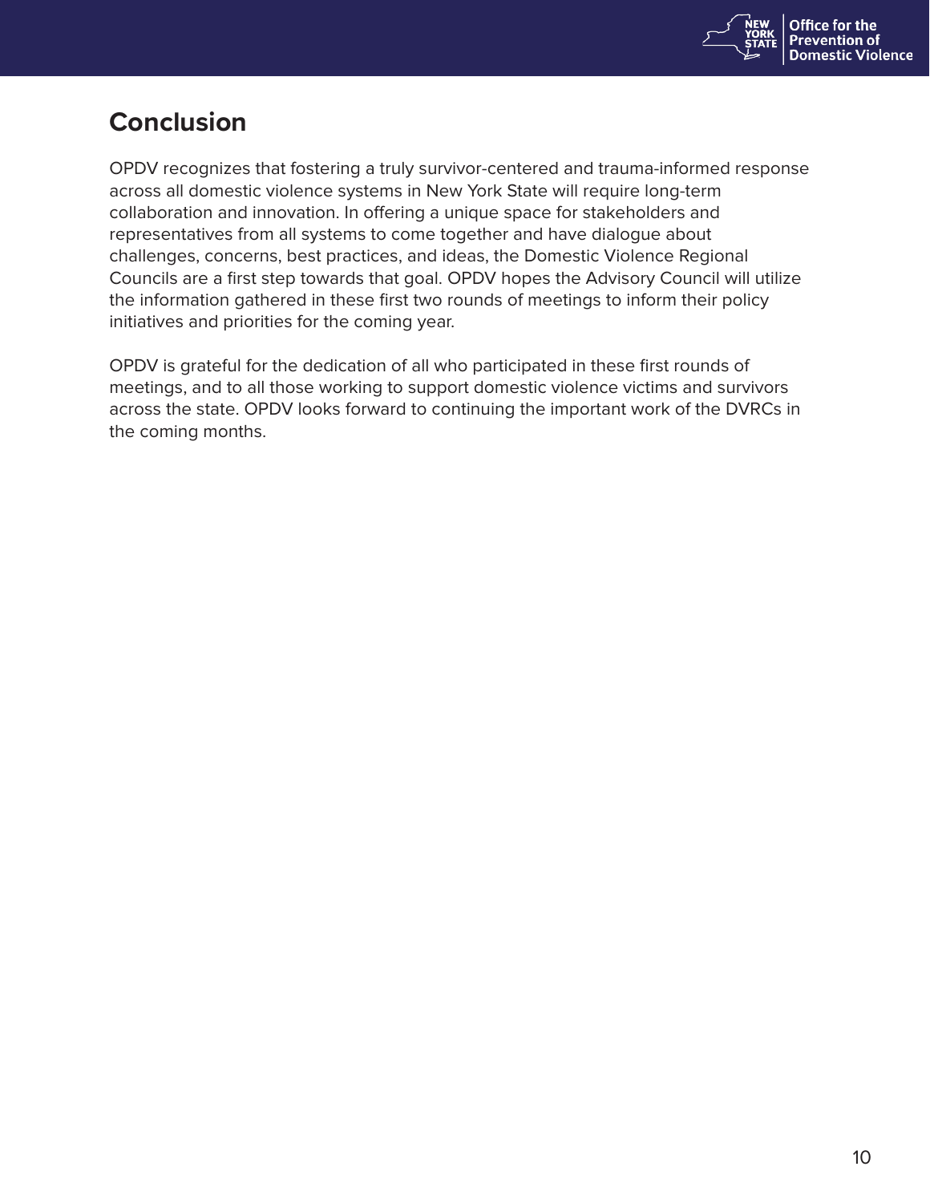## Conclusion

OPDV recognizes that fostering a truly survivor-centered and trauma-informed response across all domestic violence systems in New York State will require long-term collaboration and innovation. In offering a unique space for stakeholders and representatives from all systems to come together and have dialogue about challenges, concerns, best practices, and ideas, the Domestic Violence Regional Councils are a first step towards that goal. OPDV hopes the Advisory Council will utilize the information gathered in these first two rounds of meetings to inform their policy initiatives and priorities for the coming year.

OPDV is grateful for the dedication of all who participated in these first rounds of meetings, and to all those working to support domestic violence victims and survivors across the state. OPDV looks forward to continuing the important work of the DVRCs in the coming months.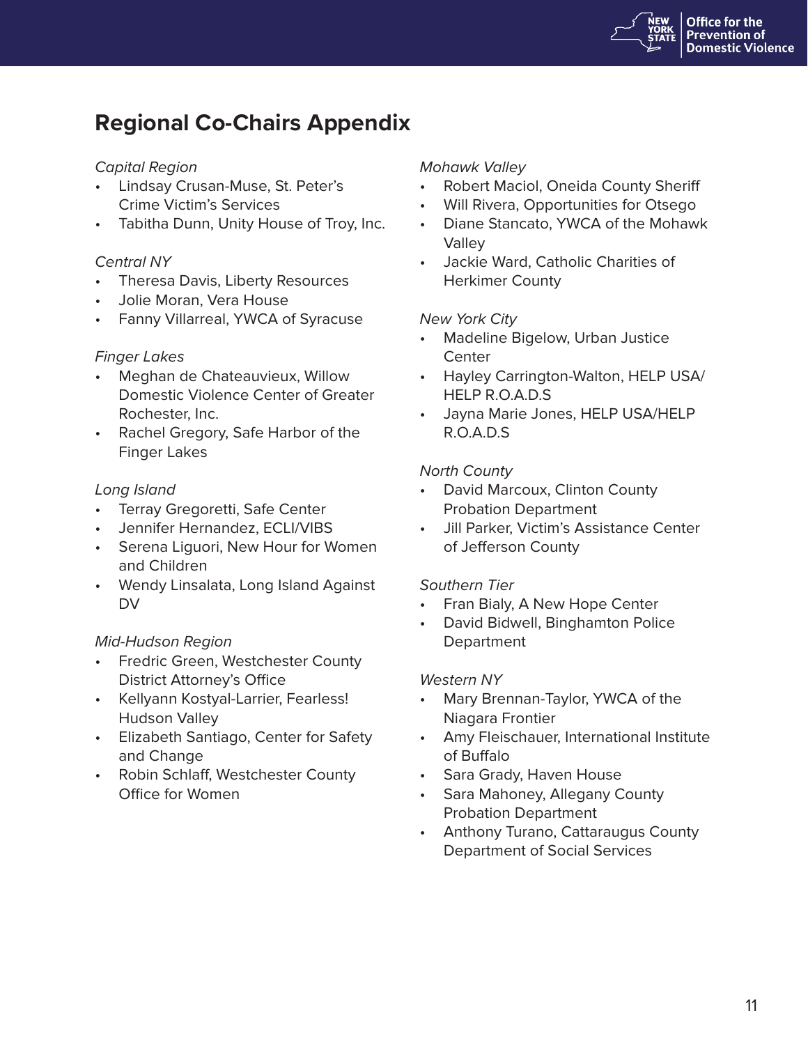## Regional Co-Chairs Appendix

*Capital Region*

- Lindsay Crusan-Muse, St. Peter's Crime Victim's Services
- Tabitha Dunn, Unity House of Troy, Inc.

*Central NY*

- Theresa Davis, Liberty Resources
- Jolie Moran, Vera House
- Fanny Villarreal, YWCA of Syracuse

*Finger Lakes*

- Meghan de Chateauvieux, Willow Domestic Violence Center of Greater Rochester, Inc.
- Rachel Gregory, Safe Harbor of the Finger Lakes

*Long Island*

- Terray Gregoretti, Safe Center
- Jennifer Hernandez, ECLI/VIBS
- Serena Liguori, New Hour for Women and Children
- Wendy Linsalata, Long Island Against DV

*Mid-Hudson Region*

- Fredric Green, Westchester County District Attorney's Office
- Kellyann Kostyal-Larrier, Fearless! Hudson Valley
- Elizabeth Santiago, Center for Safety and Change
- Robin Schlaff, Westchester County Office for Women

*Mohawk Valley*

- Robert Maciol, Oneida County Sheriff
- Will Rivera, Opportunities for Otsego
- Diane Stancato, YWCA of the Mohawk Valley
- Jackie Ward, Catholic Charities of Herkimer County

*New York City*

- Madeline Bigelow, Urban Justice Center
- Hayley Carrington-Walton, HELP USA/HELP R.O.A.D.S
- Jayna Marie Jones, HELP USA/HELP R.O.A.D.S

*North County*

- David Marcoux, Clinton County Probation Department
- Jill Parker, Victim's Assistance Center of Jefferson County

*Southern Tier*

- Fran Bialy, A New Hope Center
- David Bidwell, Binghamton Police Department

*Western NY*

- Mary Brennan-Taylor, YWCA of the Niagara Frontier
- Amy Fleischauer, International Institute of Buffalo
- Sara Grady, Haven House
- Sara Mahoney, Allegany County Probation Department
- Anthony Turano, Cattaraugus County Department of Social Services